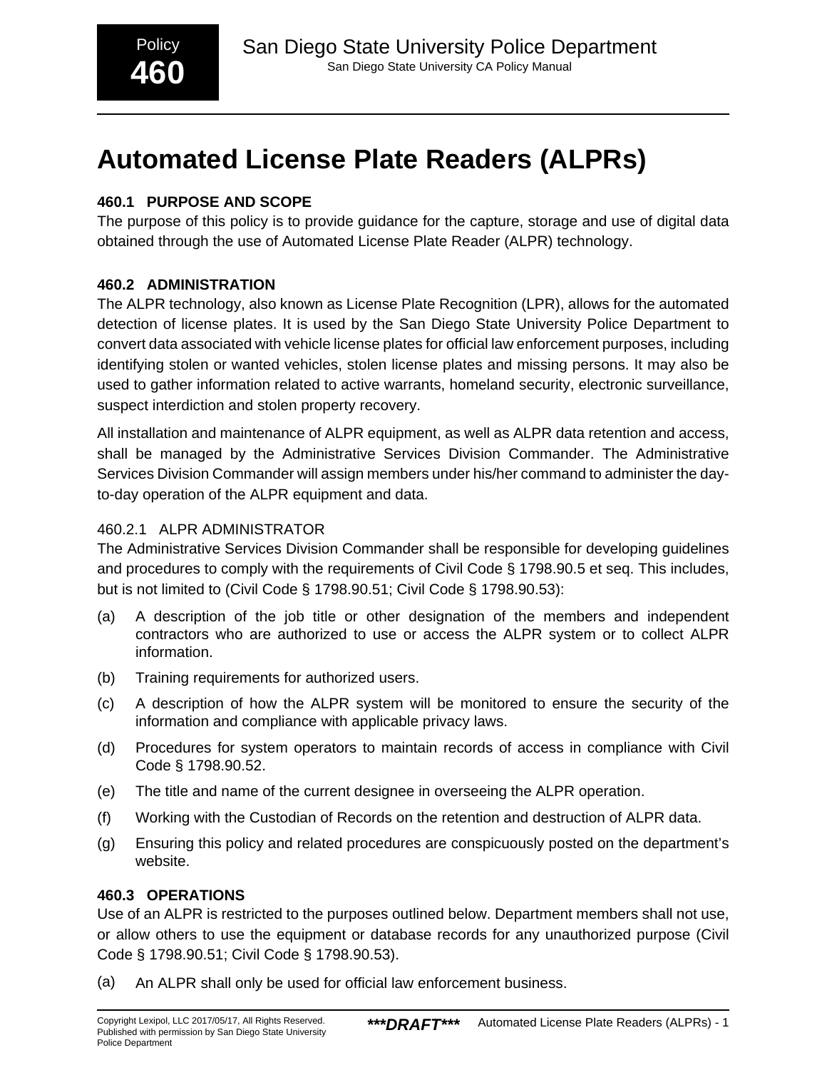# Automated License Plate Readers (ALPRs)

### 460.1 PURPOSE AND SCOPE

The purpose of this policy is to provide guidance for the capture, storage and use of digital data obtained through the use of Automated License Plate Reader (ALPR) technology.

### 460.2 ADMINISTRATION

The ALPR technology, also known as License Plate Recognition (LPR), allows for the automated detection of license plates. It is used by the San Diego State University Police Department to convert data associated with vehicle license plates for official law enforcement purposes, including identifying stolen or wanted vehicles, stolen license plates and missing persons. It may also be used to gather information related to active warrants, homeland security, electronic surveillance, suspect interdiction and stolen property recovery.

All installation and maintenance of ALPR equipment, as well as ALPR data retention and access, shall be managed by the Administrative Services Division Commander. The Administrative Services Division Commander will assign members under his/her command to administer the day-to-day operation of the ALPR equipment and data.

#### 460.2.1 ALPR ADMINISTRATOR

The Administrative Services Division Commander shall be responsible for developing guidelines and procedures to comply with the requirements of Civil Code § 1798.90.5 et seq. This includes, but is not limited to (Civil Code § 1798.90.51; Civil Code § 1798.90.53):

(a) A description of the job title or other designation of the members and independent contractors who are authorized to use or access the ALPR system or to collect ALPR information.

(b) Training requirements for authorized users.

(c) A description of how the ALPR system will be monitored to ensure the security of the information and compliance with applicable privacy laws.

(d) Procedures for system operators to maintain records of access in compliance with Civil Code § 1798.90.52.

(e) The title and name of the current designee in overseeing the ALPR operation.

(f) Working with the Custodian of Records on the retention and destruction of ALPR data.

(g) Ensuring this policy and related procedures are conspicuously posted on the department's website.

### 460.3 OPERATIONS

Use of an ALPR is restricted to the purposes outlined below. Department members shall not use, or allow others to use the equipment or database records for any unauthorized purpose (Civil Code § 1798.90.51; Civil Code § 1798.90.53).

(a) An ALPR shall only be used for official law enforcement business.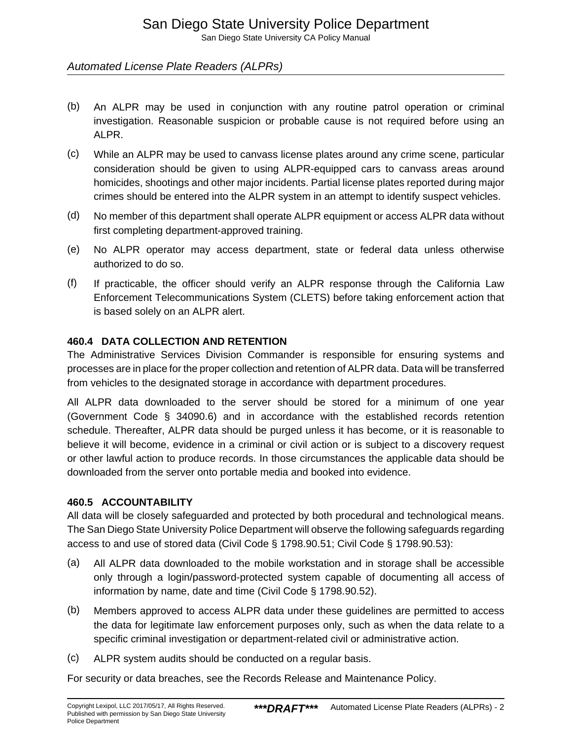(b) An ALPR may be used in conjunction with any routine patrol operation or criminal investigation. Reasonable suspicion or probable cause is not required before using an ALPR.

(c) While an ALPR may be used to canvass license plates around any crime scene, particular consideration should be given to using ALPR-equipped cars to canvass areas around homicides, shootings and other major incidents. Partial license plates reported during major crimes should be entered into the ALPR system in an attempt to identify suspect vehicles.

(d) No member of this department shall operate ALPR equipment or access ALPR data without first completing department-approved training.

(e) No ALPR operator may access department, state or federal data unless otherwise authorized to do so.

(f) If practicable, the officer should verify an ALPR response through the California Law Enforcement Telecommunications System (CLETS) before taking enforcement action that is based solely on an ALPR alert.

### 460.4 DATA COLLECTION AND RETENTION

The Administrative Services Division Commander is responsible for ensuring systems and processes are in place for the proper collection and retention of ALPR data. Data will be transferred from vehicles to the designated storage in accordance with department procedures.

All ALPR data downloaded to the server should be stored for a minimum of one year (Government Code § 34090.6) and in accordance with the established records retention schedule. Thereafter, ALPR data should be purged unless it has become, or it is reasonable to believe it will become, evidence in a criminal or civil action or is subject to a discovery request or other lawful action to produce records. In those circumstances the applicable data should be downloaded from the server onto portable media and booked into evidence.

### 460.5 ACCOUNTABILITY

All data will be closely safeguarded and protected by both procedural and technological means. The San Diego State University Police Department will observe the following safeguards regarding access to and use of stored data (Civil Code § 1798.90.51; Civil Code § 1798.90.53):

(a) All ALPR data downloaded to the mobile workstation and in storage shall be accessible only through a login/password-protected system capable of documenting all access of information by name, date and time (Civil Code § 1798.90.52).

(b) Members approved to access ALPR data under these guidelines are permitted to access the data for legitimate law enforcement purposes only, such as when the data relate to a specific criminal investigation or department-related civil or administrative action.

(c) ALPR system audits should be conducted on a regular basis.

For security or data breaches, see the Records Release and Maintenance Policy.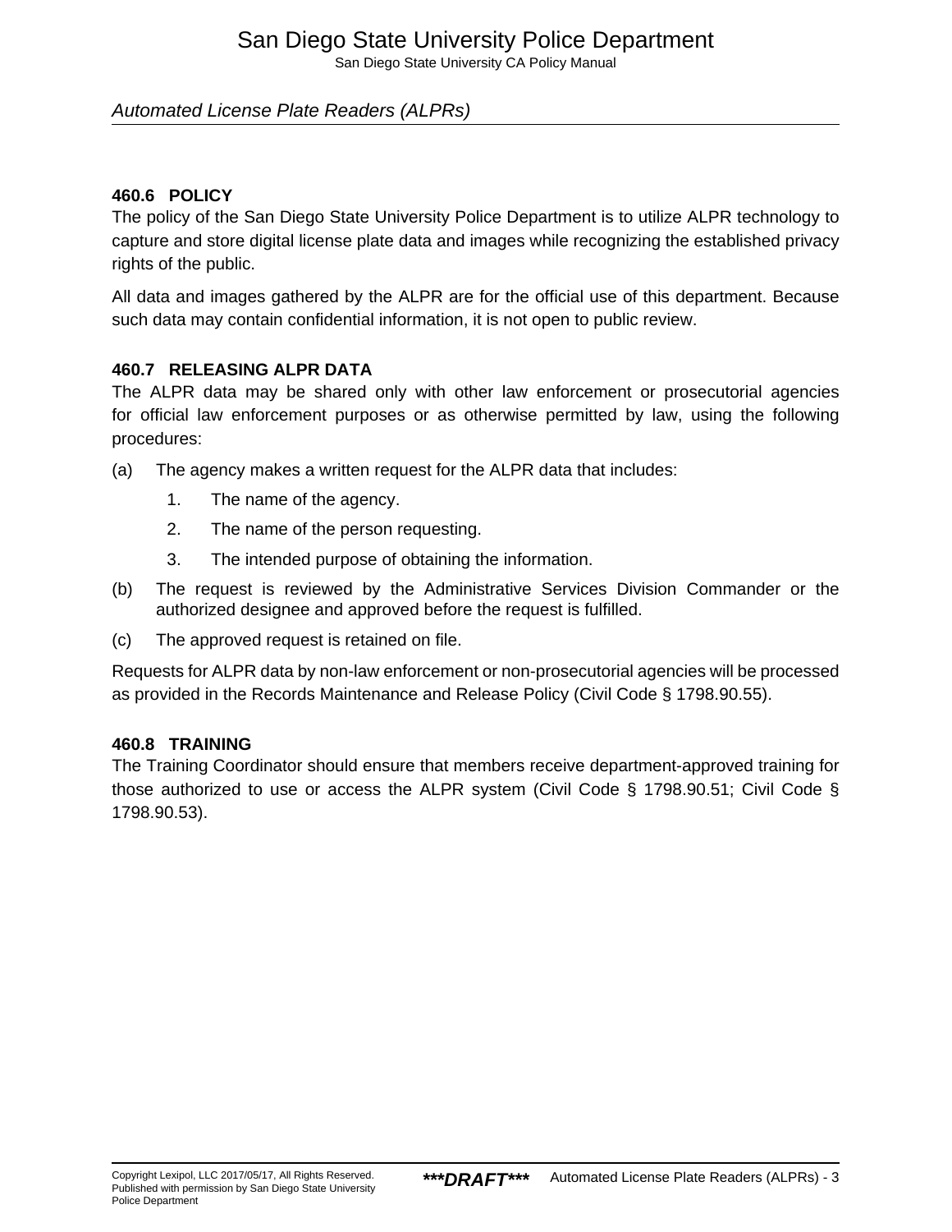### 460.6 POLICY

The policy of the San Diego State University Police Department is to utilize ALPR technology to capture and store digital license plate data and images while recognizing the established privacy rights of the public.

All data and images gathered by the ALPR are for the official use of this department. Because such data may contain confidential information, it is not open to public review.

### 460.7 RELEASING ALPR DATA

The ALPR data may be shared only with other law enforcement or prosecutorial agencies for official law enforcement purposes or as otherwise permitted by law, using the following procedures:

(a) The agency makes a written request for the ALPR data that includes:

1. The name of the agency.
2. The name of the person requesting.
3. The intended purpose of obtaining the information.

(b) The request is reviewed by the Administrative Services Division Commander or the authorized designee and approved before the request is fulfilled.

(c) The approved request is retained on file.

Requests for ALPR data by non-law enforcement or non-prosecutorial agencies will be processed as provided in the Records Maintenance and Release Policy (Civil Code § 1798.90.55).

### 460.8 TRAINING

The Training Coordinator should ensure that members receive department-approved training for those authorized to use or access the ALPR system (Civil Code § 1798.90.51; Civil Code § 1798.90.53).